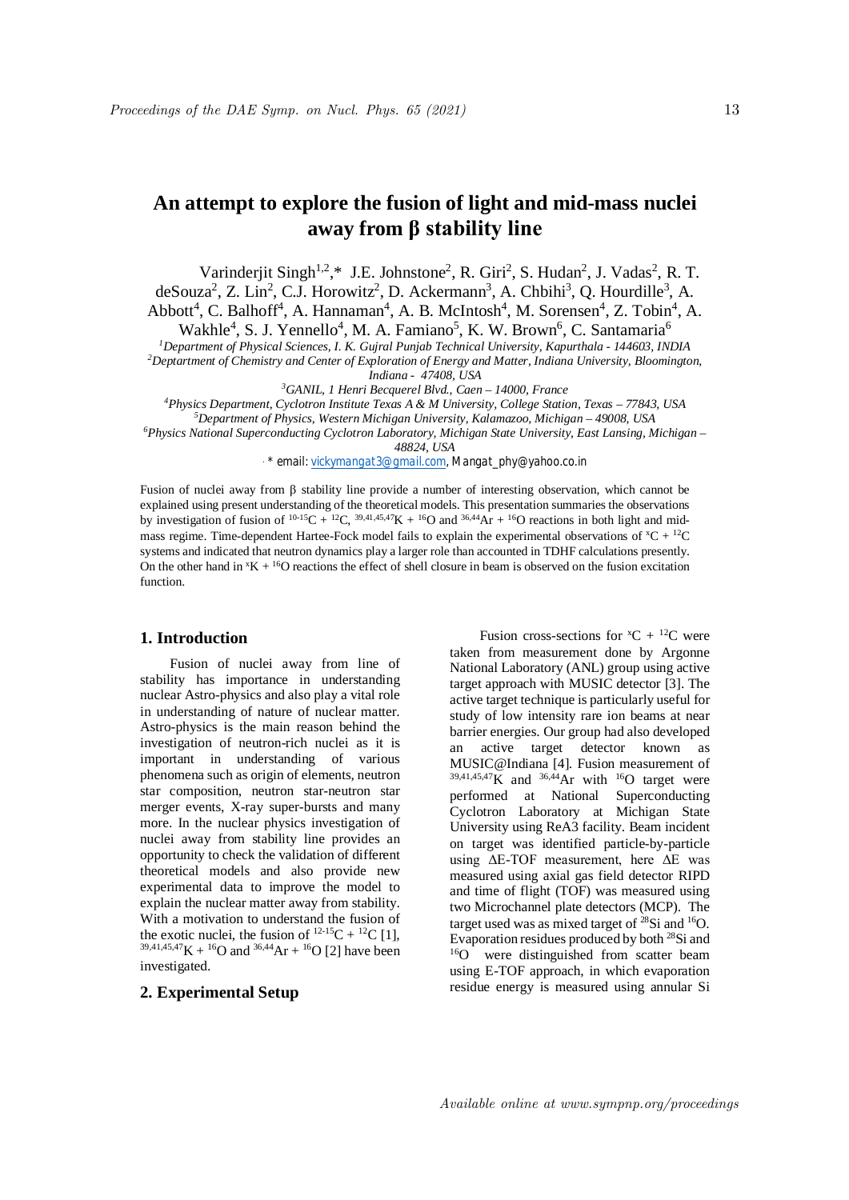# An attempt to explore the fusion of light and mid-mass nuclei away from β stability line

Varinderjit Singh[1,2,*], J.E. Johnstone[2], R. Giri[2], S. Hudan[2], J. Vadas[2], R. T. deSouza[2], Z. Lin[2], C.J. Horowitz[2], D. Ackermann[3], A. Chbihi[3], Q. Hourdille[3], A. Abbott[4], C. Balhoff[4], A. Hannaman[4], A. B. McIntosh[4], M. Sorensen[4], Z. Tobin[4], A. Wakhle[4], S. J. Yennello[4], M. A. Famiano[5], K. W. Brown[6], C. Santamaria[6]

[1] *Department of Physical Sciences, I. K. Gujral Punjab Technical University, Kapurthala - 144603, INDIA*

[2] *Deptartment of Chemistry and Center of Exploration of Energy and Matter, Indiana University, Bloomington, Indiana - 47408, USA*

[3] *GANIL, 1 Henri Becquerel Blvd., Caen – 14000, France*

[4] *Physics Department, Cyclotron Institute Texas A & M University, College Station, Texas – 77843, USA*

[5] *Department of Physics, Western Michigan University, Kalamazoo, Michigan – 49008, USA*

[6] *Physics National Superconducting Cyclotron Laboratory, Michigan State University, East Lansing, Michigan – 48824, USA*

\* email: vickymangat3@gmail.com, Mangat_phy@yahoo.co.in

Fusion of nuclei away from β stability line provide a number of interesting observation, which cannot be explained using present understanding of the theoretical models. This presentation summaries the observations by investigation of fusion of $^{10\text{-}15}C + {}^{12}C$, $^{39,41,45,47}K + {}^{16}O$ and $^{36,44}Ar + {}^{16}O$ reactions in both light and mid-mass regime. Time-dependent Hartee-Fock model fails to explain the experimental observations of $^{x}C + {}^{12}C$ systems and indicated that neutron dynamics play a larger role than accounted in TDHF calculations presently. On the other hand in $^{x}K + {}^{16}O$ reactions the effect of shell closure in beam is observed on the fusion excitation function.

## 1. Introduction

Fusion of nuclei away from line of stability has importance in understanding nuclear Astro-physics and also play a vital role in understanding of nature of nuclear matter. Astro-physics is the main reason behind the investigation of neutron-rich nuclei as it is important in understanding of various phenomena such as origin of elements, neutron star composition, neutron star-neutron star merger events, X-ray super-bursts and many more. In the nuclear physics investigation of nuclei away from stability line provides an opportunity to check the validation of different theoretical models and also provide new experimental data to improve the model to explain the nuclear matter away from stability. With a motivation to understand the fusion of the exotic nuclei, the fusion of $^{12\text{-}15}C + {}^{12}C$ [1], $^{39,41,45,47}K + {}^{16}O$ and $^{36,44}Ar + {}^{16}O$ [2] have been investigated.

## 2. Experimental Setup

Fusion cross-sections for $^{x}C + {}^{12}C$ were taken from measurement done by Argonne National Laboratory (ANL) group using active target approach with MUSIC detector [3]. The active target technique is particularly useful for study of low intensity rare ion beams at near barrier energies. Our group had also developed an active target detector known as MUSIC@Indiana [4]. Fusion measurement of $^{39,41,45,47}K$ and $^{36,44}Ar$ with $^{16}O$ target were performed at National Superconducting Cyclotron Laboratory at Michigan State University using ReA3 facility. Beam incident on target was identified particle-by-particle using ΔE-TOF measurement, here ΔE was measured using axial gas field detector RIPD and time of flight (TOF) was measured using two Microchannel plate detectors (MCP). The target used was as mixed target of $^{28}Si$ and $^{16}O$. Evaporation residues produced by both $^{28}Si$ and $^{16}O$ were distinguished from scatter beam using E-TOF approach, in which evaporation residue energy is measured using annular Si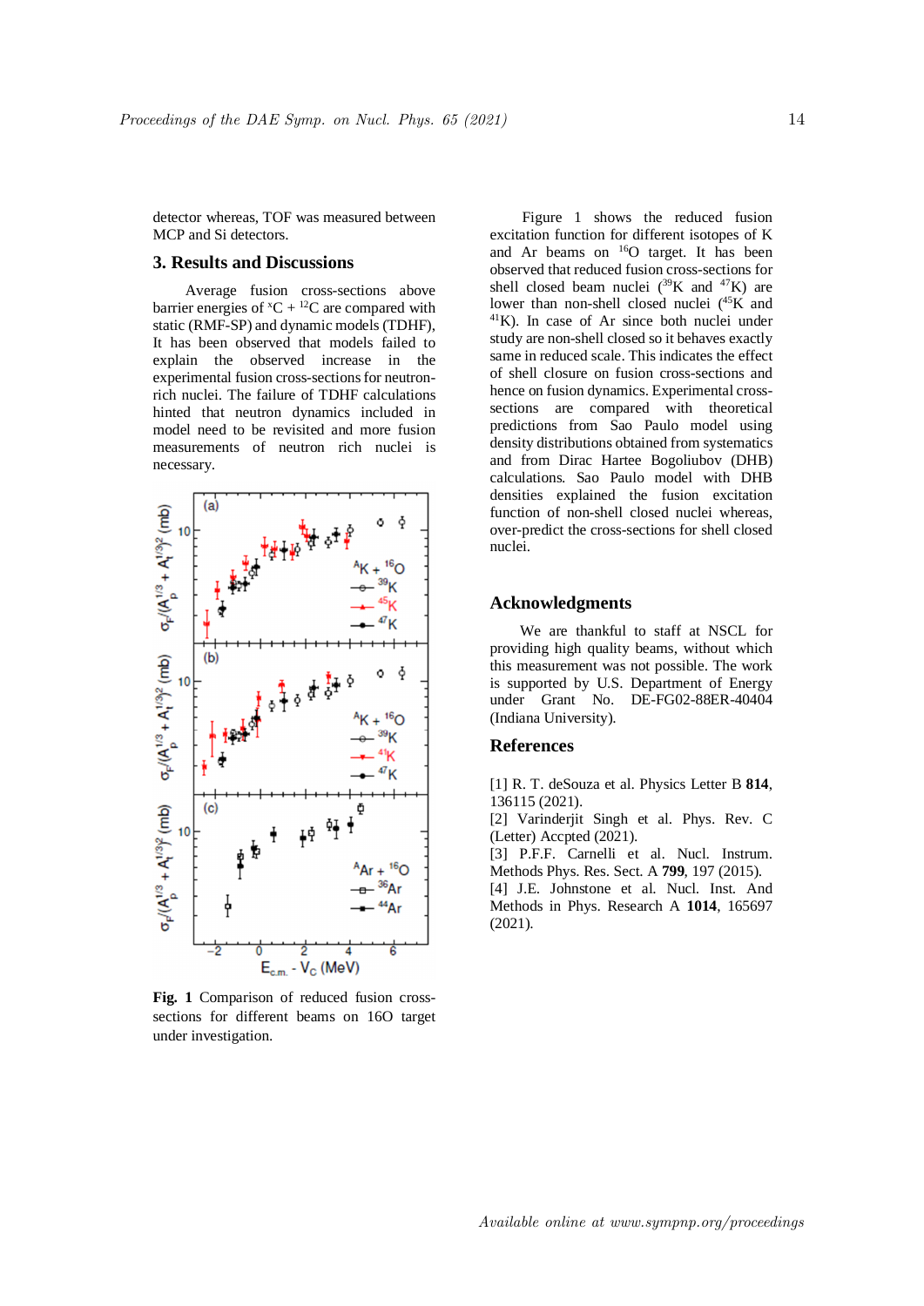detector whereas, TOF was measured between MCP and Si detectors.

## 3. Results and Discussions

Average fusion cross-sections above barrier energies of $^{x}C + ^{12}C$ are compared with static (RMF-SP) and dynamic models (TDHF), It has been observed that models failed to explain the observed increase in the experimental fusion cross-sections for neutron-rich nuclei. The failure of TDHF calculations hinted that neutron dynamics included in model need to be revisited and more fusion measurements of neutron rich nuclei is necessary.

(a)

$^{A}K + ^{16}O$

$^{39}K$

$^{45}K$

$^{47}K$

(b)

$^{A}K + ^{16}O$

$^{39}K$

$^{41}K$

$^{47}K$

(c)

$^{A}Ar + ^{16}O$

$^{36}Ar$

$^{44}Ar$

$\sigma_F/(A_p^{1/3} + A_t^{1/3})^2$ (mb)

10

−2 0 2 4 6

$E_{c.m.} - V_C$ (MeV)

**Fig. 1** Comparison of reduced fusion cross-sections for different beams on 16O target under investigation.

Figure 1 shows the reduced fusion excitation function for different isotopes of K and Ar beams on $^{16}O$ target. It has been observed that reduced fusion cross-sections for shell closed beam nuclei ($^{39}K$ and $^{47}K$) are lower than non-shell closed nuclei ($^{45}K$ and $^{41}K$). In case of Ar since both nuclei under study are non-shell closed so it behaves exactly same in reduced scale. This indicates the effect of shell closure on fusion cross-sections and hence on fusion dynamics. Experimental cross-sections are compared with theoretical predictions from Sao Paulo model using density distributions obtained from systematics and from Dirac Hartee Bogoliubov (DHB) calculations. Sao Paulo model with DHB densities explained the fusion excitation function of non-shell closed nuclei whereas, over-predict the cross-sections for shell closed nuclei.

## Acknowledgments

We are thankful to staff at NSCL for providing high quality beams, without which this measurement was not possible. The work is supported by U.S. Department of Energy under Grant No. DE-FG02-88ER-40404 (Indiana University).

## References

[1] R. T. deSouza et al. Physics Letter B **814**, 136115 (2021).

[2] Varinderjit Singh et al. Phys. Rev. C (Letter) Accpted (2021).

[3] P.F.F. Carnelli et al. Nucl. Instrum. Methods Phys. Res. Sect. A **799**, 197 (2015).

[4] J.E. Johnstone et al. Nucl. Inst. And Methods in Phys. Research A **1014**, 165697 (2021).